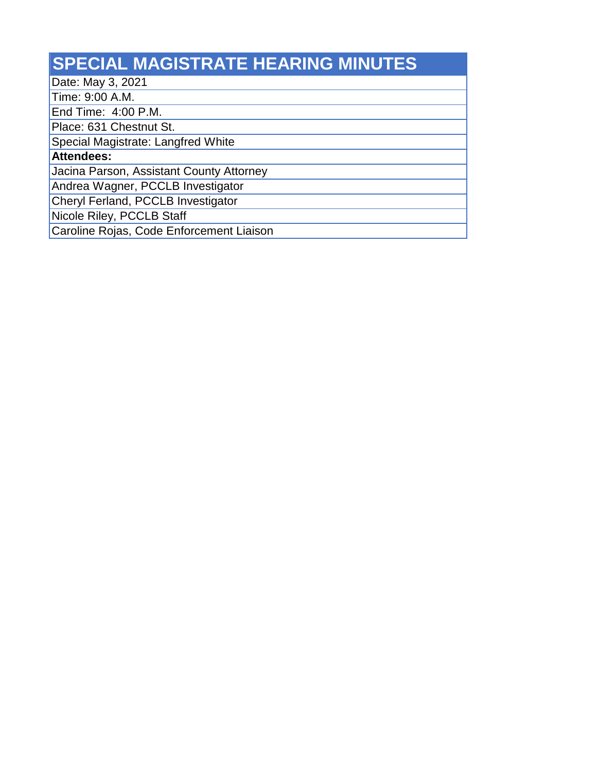# SPECIAL MAGISTRATE HEARING MINUTES

Date: May 3, 2021

Time: 9:00 A.M.

End Time:  4:00 P.M.

Place: 631 Chestnut St.

Special Magistrate: Langfred White

**Attendees:**

Jacina Parson, Assistant County Attorney

Andrea Wagner, PCCLB Investigator

Cheryl Ferland, PCCLB Investigator

Nicole Riley, PCCLB Staff

Caroline Rojas, Code Enforcement Liaison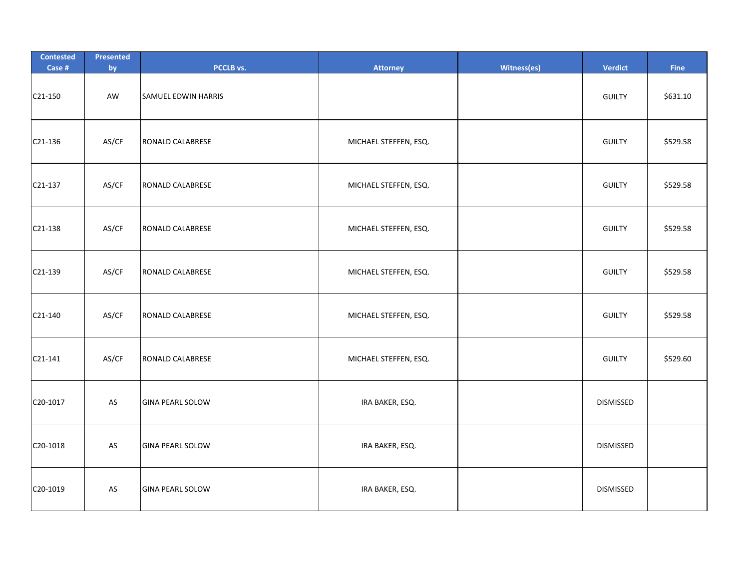| Contested Case # | Presented by | PCCLB vs. | Attorney | Witness(es) | Verdict | Fine |
|---|---|---|---|---|---|---|
| C21-150 | AW | SAMUEL EDWIN HARRIS | | | GUILTY | $631.10 |
| C21-136 | AS/CF | RONALD CALABRESE | MICHAEL STEFFEN, ESQ. | | GUILTY | $529.58 |
| C21-137 | AS/CF | RONALD CALABRESE | MICHAEL STEFFEN, ESQ. | | GUILTY | $529.58 |
| C21-138 | AS/CF | RONALD CALABRESE | MICHAEL STEFFEN, ESQ. | | GUILTY | $529.58 |
| C21-139 | AS/CF | RONALD CALABRESE | MICHAEL STEFFEN, ESQ. | | GUILTY | $529.58 |
| C21-140 | AS/CF | RONALD CALABRESE | MICHAEL STEFFEN, ESQ. | | GUILTY | $529.58 |
| C21-141 | AS/CF | RONALD CALABRESE | MICHAEL STEFFEN, ESQ. | | GUILTY | $529.60 |
| C20-1017 | AS | GINA PEARL SOLOW | IRA BAKER, ESQ. | | DISMISSED | |
| C20-1018 | AS | GINA PEARL SOLOW | IRA BAKER, ESQ. | | DISMISSED | |
| C20-1019 | AS | GINA PEARL SOLOW | IRA BAKER, ESQ. | | DISMISSED | |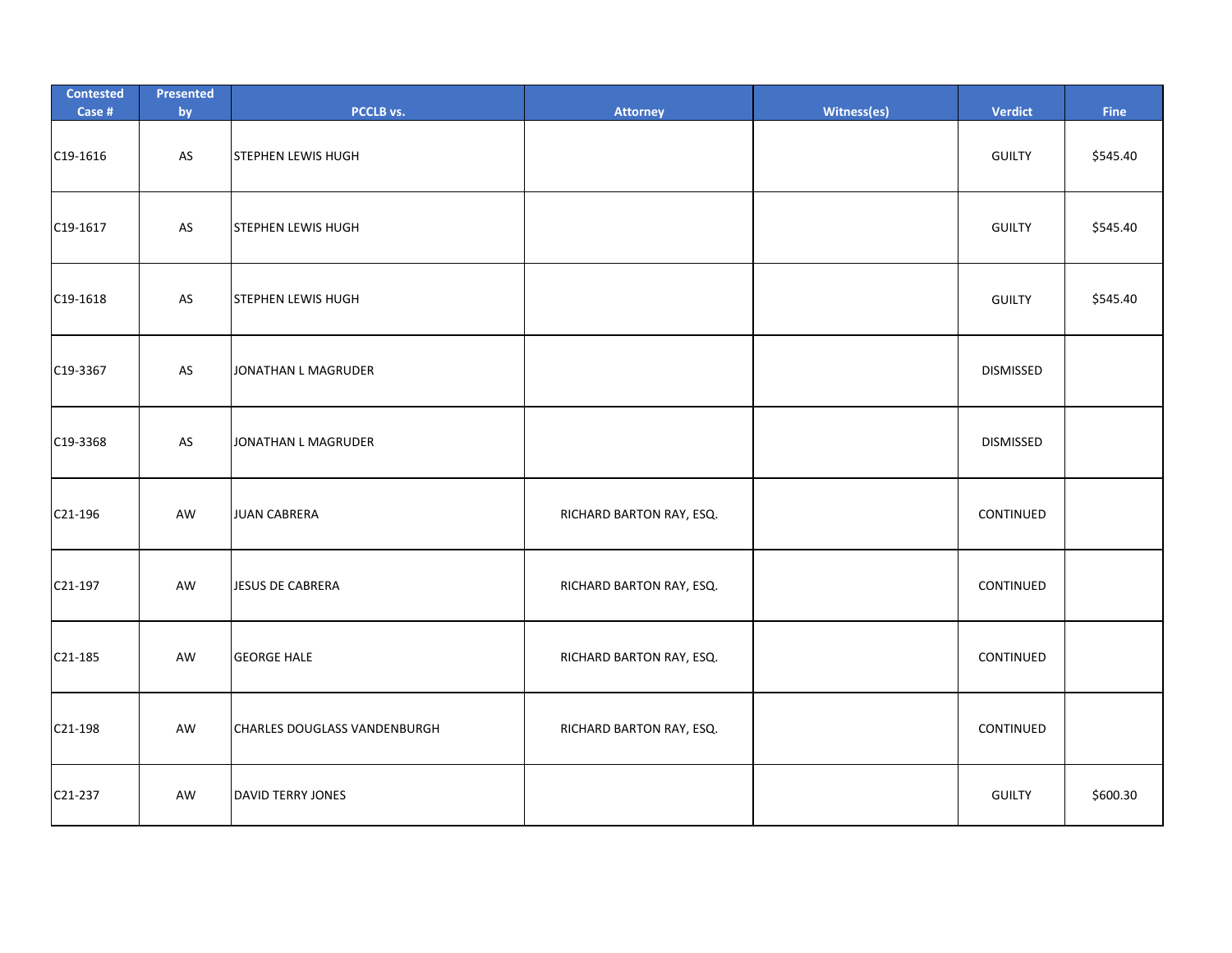| Contested Case # | Presented by | PCCLB vs. | Attorney | Witness(es) | Verdict | Fine |
|---|---|---|---|---|---|---|
| C19-1616 | AS | STEPHEN LEWIS HUGH | | | GUILTY | $545.40 |
| C19-1617 | AS | STEPHEN LEWIS HUGH | | | GUILTY | $545.40 |
| C19-1618 | AS | STEPHEN LEWIS HUGH | | | GUILTY | $545.40 |
| C19-3367 | AS | JONATHAN L MAGRUDER | | | DISMISSED | |
| C19-3368 | AS | JONATHAN L MAGRUDER | | | DISMISSED | |
| C21-196 | AW | JUAN CABRERA | RICHARD BARTON RAY, ESQ. | | CONTINUED | |
| C21-197 | AW | JESUS DE CABRERA | RICHARD BARTON RAY, ESQ. | | CONTINUED | |
| C21-185 | AW | GEORGE HALE | RICHARD BARTON RAY, ESQ. | | CONTINUED | |
| C21-198 | AW | CHARLES DOUGLASS VANDENBURGH | RICHARD BARTON RAY, ESQ. | | CONTINUED | |
| C21-237 | AW | DAVID TERRY JONES | | | GUILTY | $600.30 |